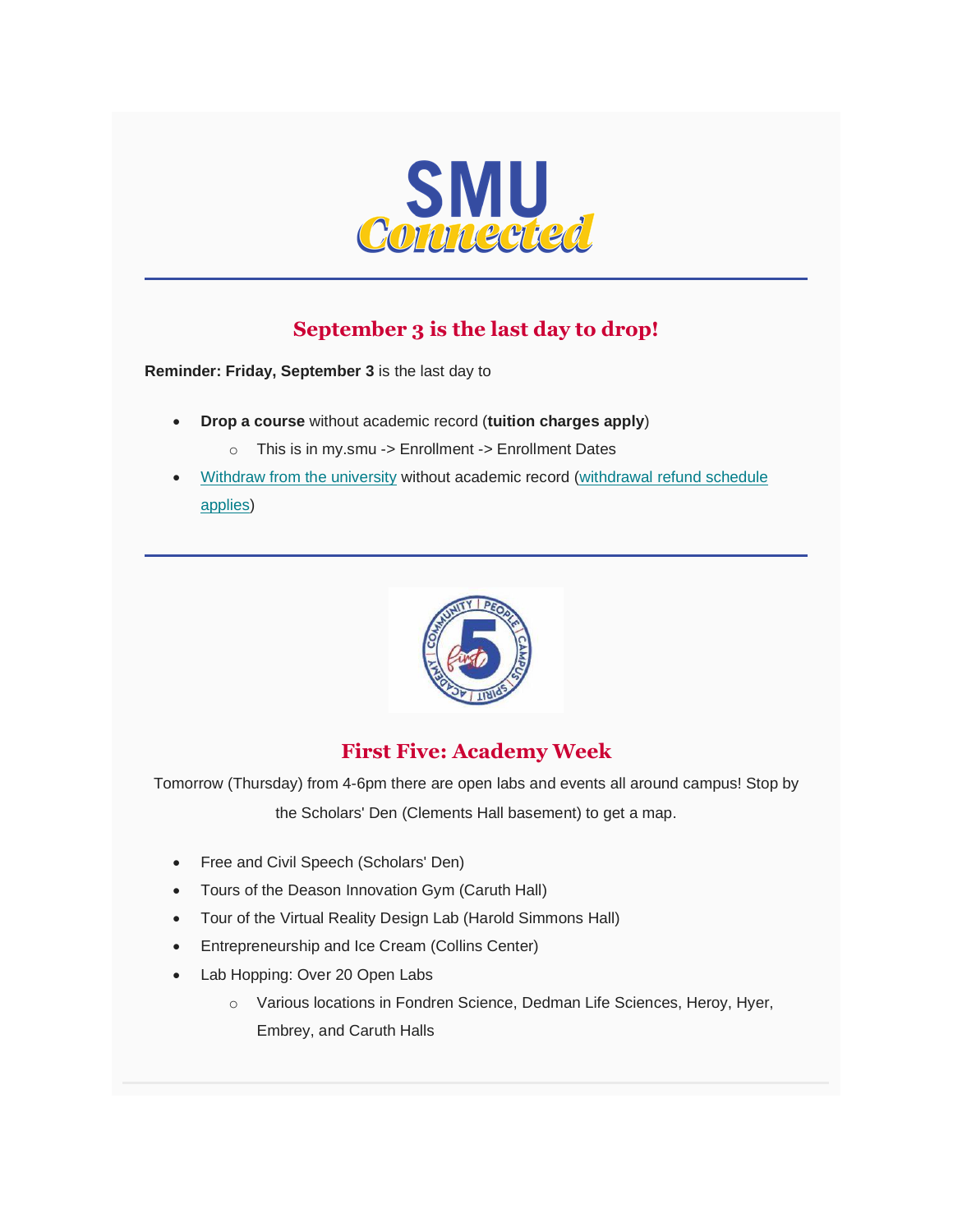# SMU Connected

## September 3 is the last day to drop!

**Reminder: Friday, September 3** is the last day to

- **Drop a course** without academic record (**tuition charges apply**)
  - This is in my.smu -> Enrollment -> Enrollment Dates
- Withdraw from the university without academic record (withdrawal refund schedule applies)

## First Five: Academy Week

Tomorrow (Thursday) from 4-6pm there are open labs and events all around campus! Stop by the Scholars' Den (Clements Hall basement) to get a map.

- Free and Civil Speech (Scholars' Den)
- Tours of the Deason Innovation Gym (Caruth Hall)
- Tour of the Virtual Reality Design Lab (Harold Simmons Hall)
- Entrepreneurship and Ice Cream (Collins Center)
- Lab Hopping: Over 20 Open Labs
  - Various locations in Fondren Science, Dedman Life Sciences, Heroy, Hyer, Embrey, and Caruth Halls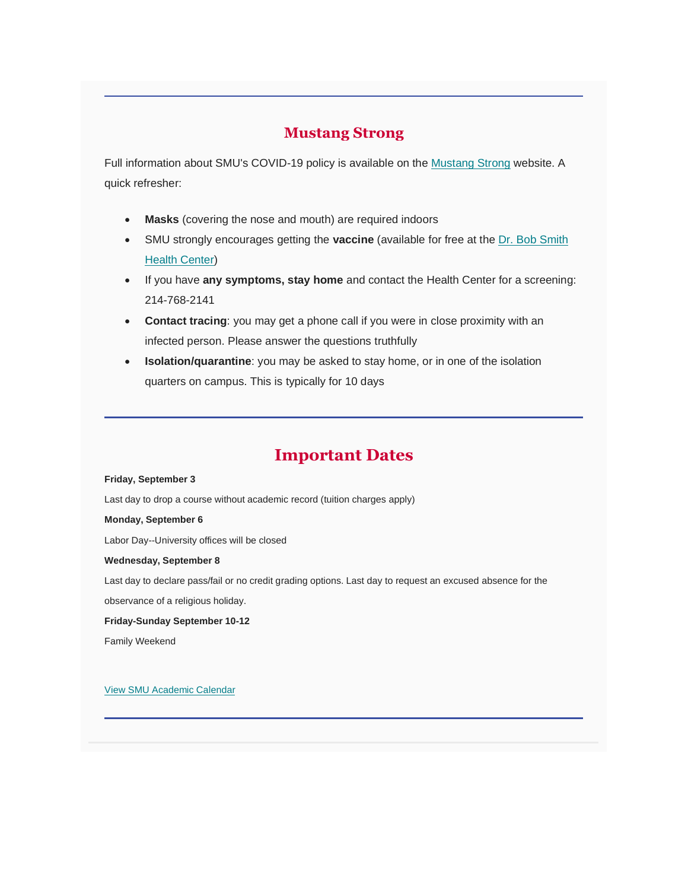---

## Mustang Strong

Full information about SMU's COVID-19 policy is available on the [Mustang Strong](#) website. A quick refresher:

- **Masks** (covering the nose and mouth) are required indoors
- SMU strongly encourages getting the **vaccine** (available for free at the [Dr. Bob Smith Health Center](#))
- If you have **any symptoms, stay home** and contact the Health Center for a screening: 214-768-2141
- **Contact tracing**: you may get a phone call if you were in close proximity with an infected person. Please answer the questions truthfully
- **Isolation/quarantine**: you may be asked to stay home, or in one of the isolation quarters on campus. This is typically for 10 days

---

## Important Dates

**Friday, September 3**

Last day to drop a course without academic record (tuition charges apply)

**Monday, September 6**

Labor Day--University offices will be closed

**Wednesday, September 8**

Last day to declare pass/fail or no credit grading options. Last day to request an excused absence for the observance of a religious holiday.

**Friday-Sunday September 10-12**

Family Weekend

[View SMU Academic Calendar](#)

---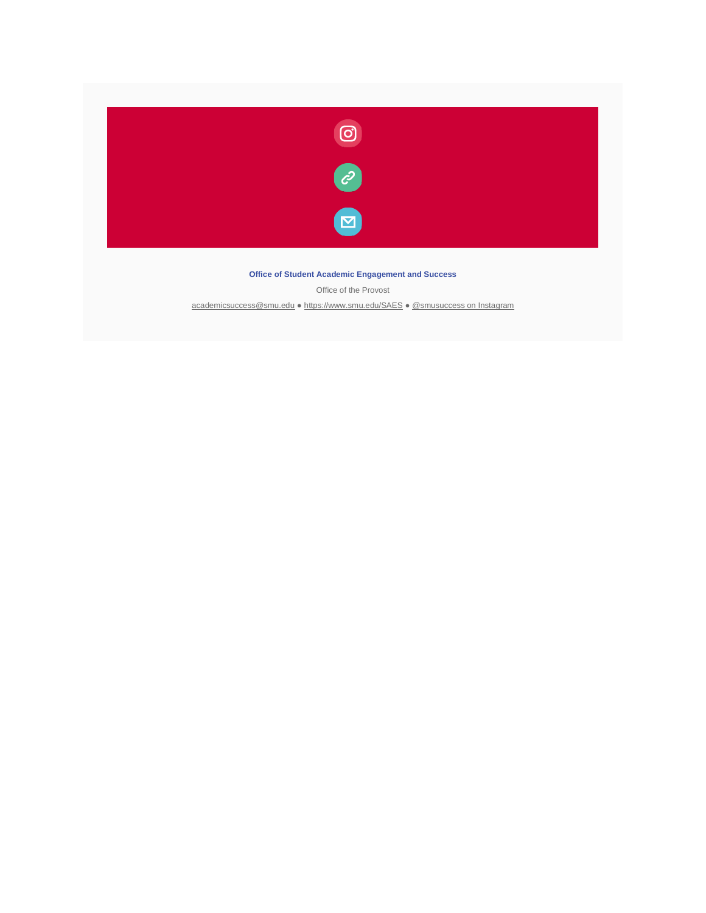**Office of Student Academic Engagement and Success**

Office of the Provost

academicsuccess@smu.edu ● https://www.smu.edu/SAES ● @smusuccess on Instagram